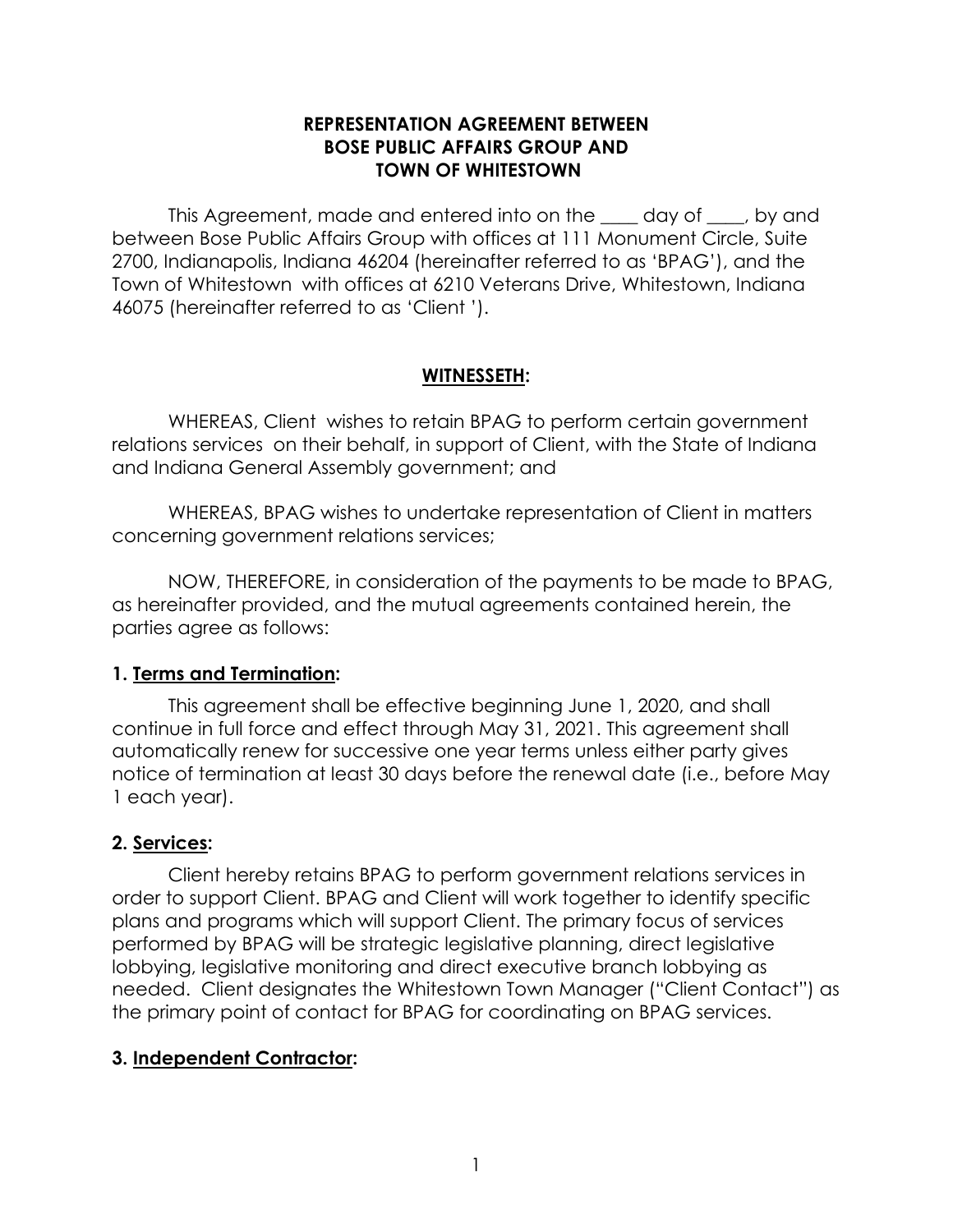**REPRESENTATION AGREEMENT BETWEEN**
**BOSE PUBLIC AFFAIRS GROUP AND**
**TOWN OF WHITESTOWN**

This Agreement, made and entered into on the ____ day of ____, by and between Bose Public Affairs Group with offices at 111 Monument Circle, Suite 2700, Indianapolis, Indiana 46204 (hereinafter referred to as 'BPAG'), and the Town of Whitestown with offices at 6210 Veterans Drive, Whitestown, Indiana 46075 (hereinafter referred to as 'Client ').

**WITNESSETH:**

WHEREAS, Client wishes to retain BPAG to perform certain government relations services on their behalf, in support of Client, with the State of Indiana and Indiana General Assembly government; and

WHEREAS, BPAG wishes to undertake representation of Client in matters concerning government relations services;

NOW, THEREFORE, in consideration of the payments to be made to BPAG, as hereinafter provided, and the mutual agreements contained herein, the parties agree as follows:

**1. Terms and Termination:**

This agreement shall be effective beginning June 1, 2020, and shall continue in full force and effect through May 31, 2021. This agreement shall automatically renew for successive one year terms unless either party gives notice of termination at least 30 days before the renewal date (i.e., before May 1 each year).

**2. Services:**

Client hereby retains BPAG to perform government relations services in order to support Client. BPAG and Client will work together to identify specific plans and programs which will support Client. The primary focus of services performed by BPAG will be strategic legislative planning, direct legislative lobbying, legislative monitoring and direct executive branch lobbying as needed. Client designates the Whitestown Town Manager ("Client Contact") as the primary point of contact for BPAG for coordinating on BPAG services.

**3. Independent Contractor:**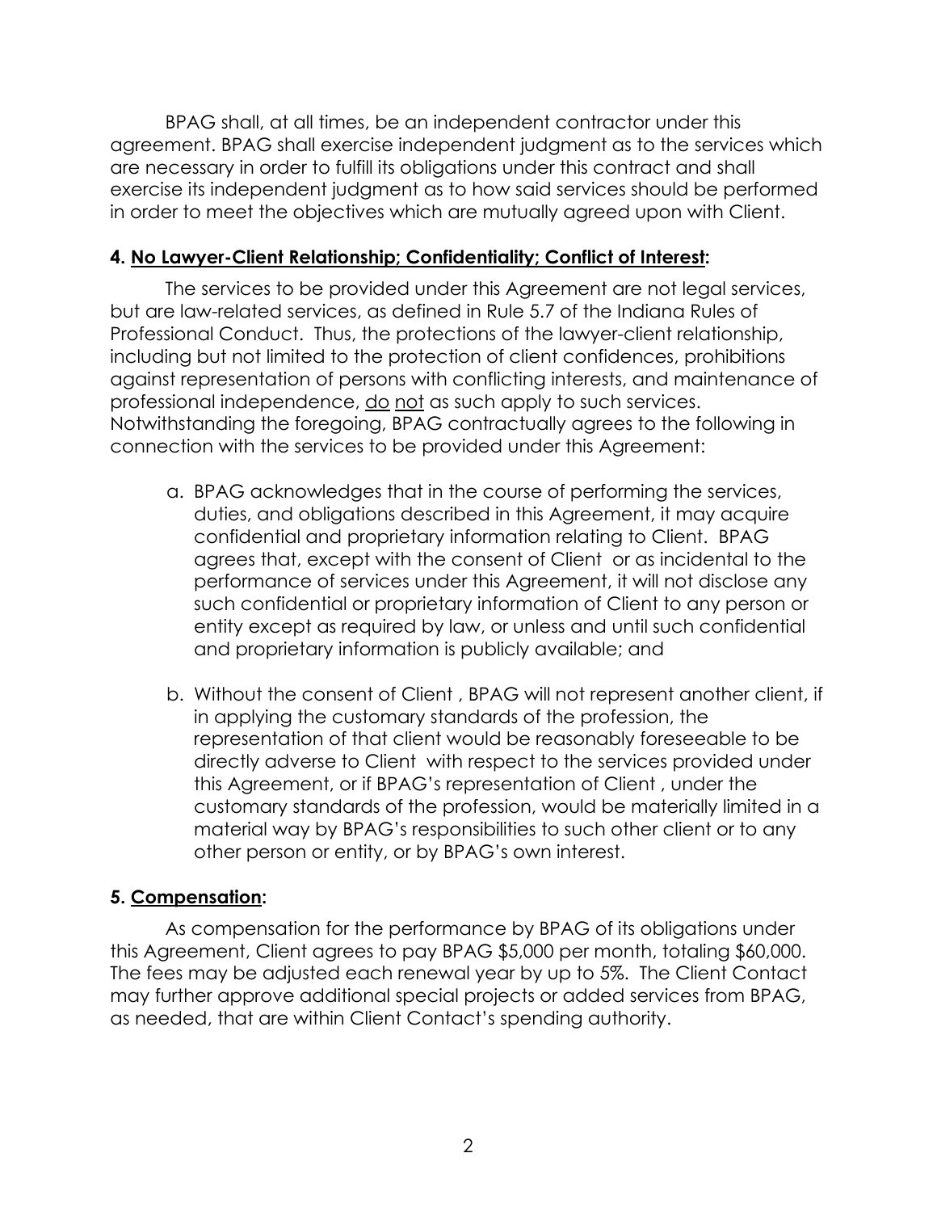BPAG shall, at all times, be an independent contractor under this agreement. BPAG shall exercise independent judgment as to the services which are necessary in order to fulfill its obligations under this contract and shall exercise its independent judgment as to how said services should be performed in order to meet the objectives which are mutually agreed upon with Client.

**4. <u>No Lawyer-Client Relationship; Confidentiality; Conflict of Interest</u>:**

The services to be provided under this Agreement are not legal services, but are law-related services, as defined in Rule 5.7 of the Indiana Rules of Professional Conduct. Thus, the protections of the lawyer-client relationship, including but not limited to the protection of client confidences, prohibitions against representation of persons with conflicting interests, and maintenance of professional independence, <u>do</u> <u>not</u> as such apply to such services. Notwithstanding the foregoing, BPAG contractually agrees to the following in connection with the services to be provided under this Agreement:

a. BPAG acknowledges that in the course of performing the services, duties, and obligations described in this Agreement, it may acquire confidential and proprietary information relating to Client. BPAG agrees that, except with the consent of Client or as incidental to the performance of services under this Agreement, it will not disclose any such confidential or proprietary information of Client to any person or entity except as required by law, or unless and until such confidential and proprietary information is publicly available; and

b. Without the consent of Client , BPAG will not represent another client, if in applying the customary standards of the profession, the representation of that client would be reasonably foreseeable to be directly adverse to Client with respect to the services provided under this Agreement, or if BPAG's representation of Client , under the customary standards of the profession, would be materially limited in a material way by BPAG's responsibilities to such other client or to any other person or entity, or by BPAG's own interest.

**5. <u>Compensation</u>:**

As compensation for the performance by BPAG of its obligations under this Agreement, Client agrees to pay BPAG $5,000 per month, totaling $60,000. The fees may be adjusted each renewal year by up to 5%. The Client Contact may further approve additional special projects or added services from BPAG, as needed, that are within Client Contact's spending authority.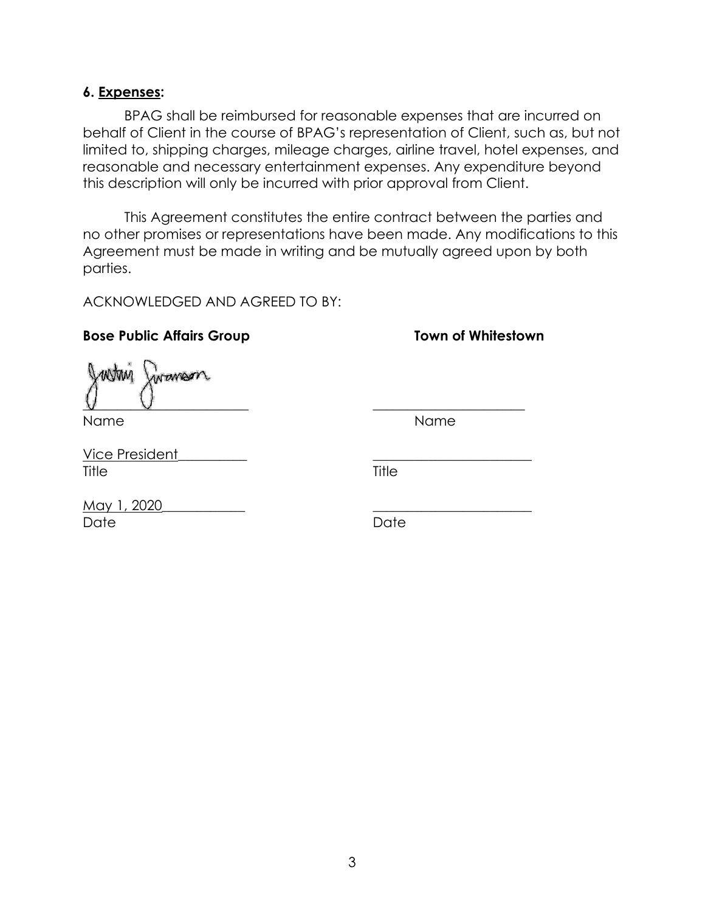**6. Expenses:**

BPAG shall be reimbursed for reasonable expenses that are incurred on behalf of Client in the course of BPAG's representation of Client, such as, but not limited to, shipping charges, mileage charges, airline travel, hotel expenses, and reasonable and necessary entertainment expenses. Any expenditure beyond this description will only be incurred with prior approval from Client.

This Agreement constitutes the entire contract between the parties and no other promises or representations have been made. Any modifications to this Agreement must be made in writing and be mutually agreed upon by both parties.

ACKNOWLEDGED AND AGREED TO BY:

| **Bose Public Affairs Group** | **Town of Whitestown** |
| --- | --- |
| Justin Swanson ________________ | ________________ |
| Name | Name |
| Vice President__________ | ________________ |
| Title | Title |
| May 1, 2020____________ | ________________ |
| Date | Date |